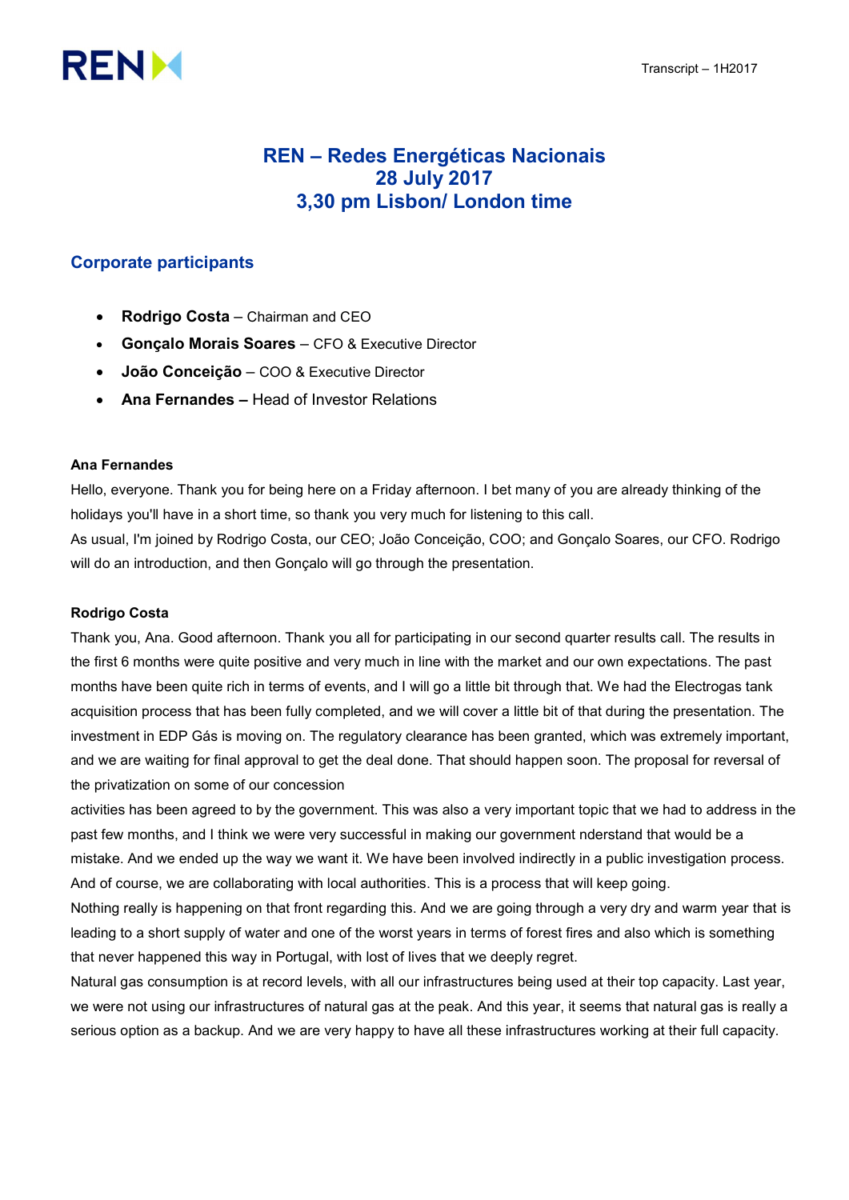# REN – Redes Energéticas Nacionais
## 28 July 2017
## 3,30 pm Lisbon/ London time

### Corporate participants

- **Rodrigo Costa** – Chairman and CEO
- **Gonçalo Morais Soares** – CFO & Executive Director
- **João Conceição** – COO & Executive Director
- **Ana Fernandes –** Head of Investor Relations

**Ana Fernandes**

Hello, everyone. Thank you for being here on a Friday afternoon. I bet many of you are already thinking of the holidays you'll have in a short time, so thank you very much for listening to this call.

As usual, I'm joined by Rodrigo Costa, our CEO; João Conceição, COO; and Gonçalo Soares, our CFO. Rodrigo will do an introduction, and then Gonçalo will go through the presentation.

**Rodrigo Costa**

Thank you, Ana. Good afternoon. Thank you all for participating in our second quarter results call. The results in the first 6 months were quite positive and very much in line with the market and our own expectations. The past months have been quite rich in terms of events, and I will go a little bit through that. We had the Electrogas tank acquisition process that has been fully completed, and we will cover a little bit of that during the presentation. The investment in EDP Gás is moving on. The regulatory clearance has been granted, which was extremely important, and we are waiting for final approval to get the deal done. That should happen soon. The proposal for reversal of the privatization on some of our concession activities has been agreed to by the government. This was also a very important topic that we had to address in the past few months, and I think we were very successful in making our government nderstand that would be a mistake. And we ended up the way we want it. We have been involved indirectly in a public investigation process. And of course, we are collaborating with local authorities. This is a process that will keep going.

Nothing really is happening on that front regarding this. And we are going through a very dry and warm year that is leading to a short supply of water and one of the worst years in terms of forest fires and also which is something that never happened this way in Portugal, with lost of lives that we deeply regret.

Natural gas consumption is at record levels, with all our infrastructures being used at their top capacity. Last year, we were not using our infrastructures of natural gas at the peak. And this year, it seems that natural gas is really a serious option as a backup. And we are very happy to have all these infrastructures working at their full capacity.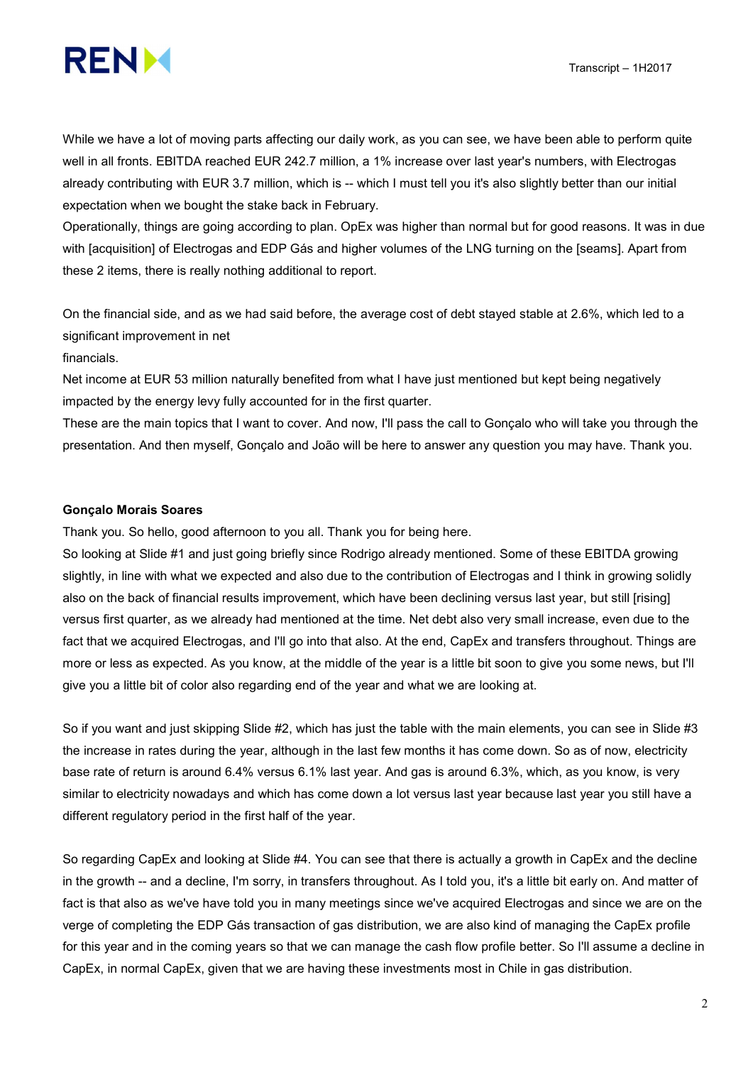While we have a lot of moving parts affecting our daily work, as you can see, we have been able to perform quite well in all fronts. EBITDA reached EUR 242.7 million, a 1% increase over last year's numbers, with Electrogas already contributing with EUR 3.7 million, which is -- which I must tell you it's also slightly better than our initial expectation when we bought the stake back in February.

Operationally, things are going according to plan. OpEx was higher than normal but for good reasons. It was in due with [acquisition] of Electrogas and EDP Gás and higher volumes of the LNG turning on the [seams]. Apart from these 2 items, there is really nothing additional to report.

On the financial side, and as we had said before, the average cost of debt stayed stable at 2.6%, which led to a significant improvement in net financials.

Net income at EUR 53 million naturally benefited from what I have just mentioned but kept being negatively impacted by the energy levy fully accounted for in the first quarter.

These are the main topics that I want to cover. And now, I'll pass the call to Gonçalo who will take you through the presentation. And then myself, Gonçalo and João will be here to answer any question you may have. Thank you.

**Gonçalo Morais Soares**

Thank you. So hello, good afternoon to you all. Thank you for being here.

So looking at Slide #1 and just going briefly since Rodrigo already mentioned. Some of these EBITDA growing slightly, in line with what we expected and also due to the contribution of Electrogas and I think in growing solidly also on the back of financial results improvement, which have been declining versus last year, but still [rising] versus first quarter, as we already had mentioned at the time. Net debt also very small increase, even due to the fact that we acquired Electrogas, and I'll go into that also. At the end, CapEx and transfers throughout. Things are more or less as expected. As you know, at the middle of the year is a little bit soon to give you some news, but I'll give you a little bit of color also regarding end of the year and what we are looking at.

So if you want and just skipping Slide #2, which has just the table with the main elements, you can see in Slide #3 the increase in rates during the year, although in the last few months it has come down. So as of now, electricity base rate of return is around 6.4% versus 6.1% last year. And gas is around 6.3%, which, as you know, is very similar to electricity nowadays and which has come down a lot versus last year because last year you still have a different regulatory period in the first half of the year.

So regarding CapEx and looking at Slide #4. You can see that there is actually a growth in CapEx and the decline in the growth -- and a decline, I'm sorry, in transfers throughout. As I told you, it's a little bit early on. And matter of fact is that also as we've have told you in many meetings since we've acquired Electrogas and since we are on the verge of completing the EDP Gás transaction of gas distribution, we are also kind of managing the CapEx profile for this year and in the coming years so that we can manage the cash flow profile better. So I'll assume a decline in CapEx, in normal CapEx, given that we are having these investments most in Chile in gas distribution.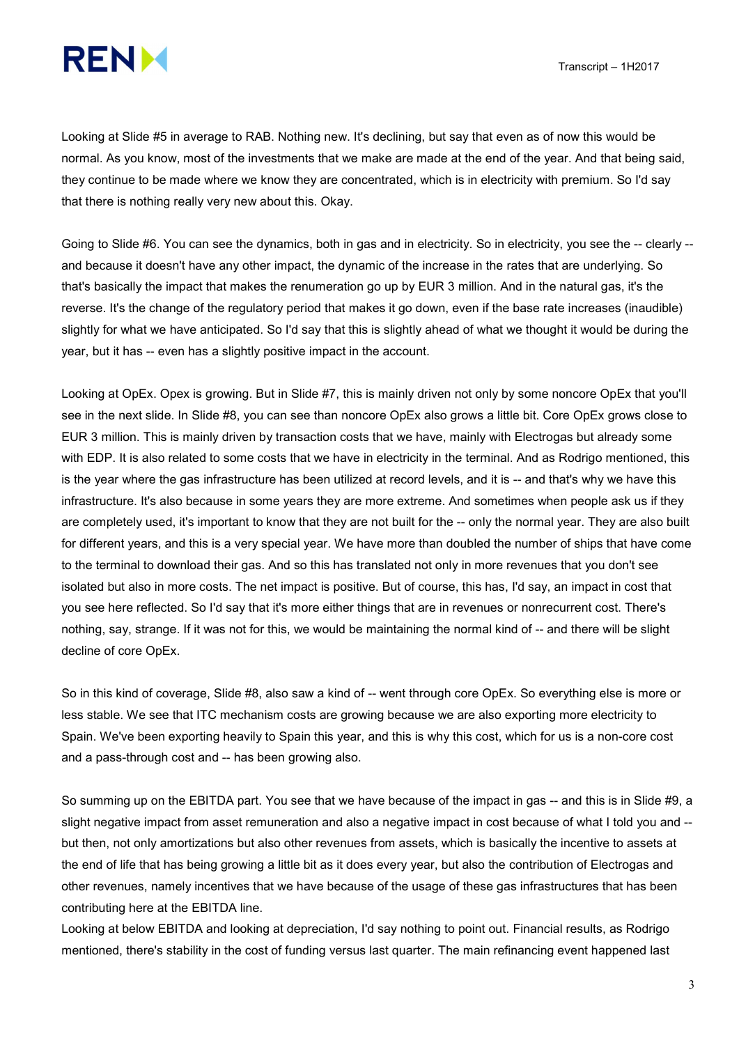Looking at Slide #5 in average to RAB. Nothing new. It's declining, but say that even as of now this would be normal. As you know, most of the investments that we make are made at the end of the year. And that being said, they continue to be made where we know they are concentrated, which is in electricity with premium. So I'd say that there is nothing really very new about this. Okay.

Going to Slide #6. You can see the dynamics, both in gas and in electricity. So in electricity, you see the -- clearly -- and because it doesn't have any other impact, the dynamic of the increase in the rates that are underlying. So that's basically the impact that makes the renumeration go up by EUR 3 million. And in the natural gas, it's the reverse. It's the change of the regulatory period that makes it go down, even if the base rate increases (inaudible) slightly for what we have anticipated. So I'd say that this is slightly ahead of what we thought it would be during the year, but it has -- even has a slightly positive impact in the account.

Looking at OpEx. Opex is growing. But in Slide #7, this is mainly driven not only by some noncore OpEx that you'll see in the next slide. In Slide #8, you can see than noncore OpEx also grows a little bit. Core OpEx grows close to EUR 3 million. This is mainly driven by transaction costs that we have, mainly with Electrogas but already some with EDP. It is also related to some costs that we have in electricity in the terminal. And as Rodrigo mentioned, this is the year where the gas infrastructure has been utilized at record levels, and it is -- and that's why we have this infrastructure. It's also because in some years they are more extreme. And sometimes when people ask us if they are completely used, it's important to know that they are not built for the -- only the normal year. They are also built for different years, and this is a very special year. We have more than doubled the number of ships that have come to the terminal to download their gas. And so this has translated not only in more revenues that you don't see isolated but also in more costs. The net impact is positive. But of course, this has, I'd say, an impact in cost that you see here reflected. So I'd say that it's more either things that are in revenues or nonrecurrent cost. There's nothing, say, strange. If it was not for this, we would be maintaining the normal kind of -- and there will be slight decline of core OpEx.

So in this kind of coverage, Slide #8, also saw a kind of -- went through core OpEx. So everything else is more or less stable. We see that ITC mechanism costs are growing because we are also exporting more electricity to Spain. We've been exporting heavily to Spain this year, and this is why this cost, which for us is a non-core cost and a pass-through cost and -- has been growing also.

So summing up on the EBITDA part. You see that we have because of the impact in gas -- and this is in Slide #9, a slight negative impact from asset remuneration and also a negative impact in cost because of what I told you and -- but then, not only amortizations but also other revenues from assets, which is basically the incentive to assets at the end of life that has being growing a little bit as it does every year, but also the contribution of Electrogas and other revenues, namely incentives that we have because of the usage of these gas infrastructures that has been contributing here at the EBITDA line.

Looking at below EBITDA and looking at depreciation, I'd say nothing to point out. Financial results, as Rodrigo mentioned, there's stability in the cost of funding versus last quarter. The main refinancing event happened last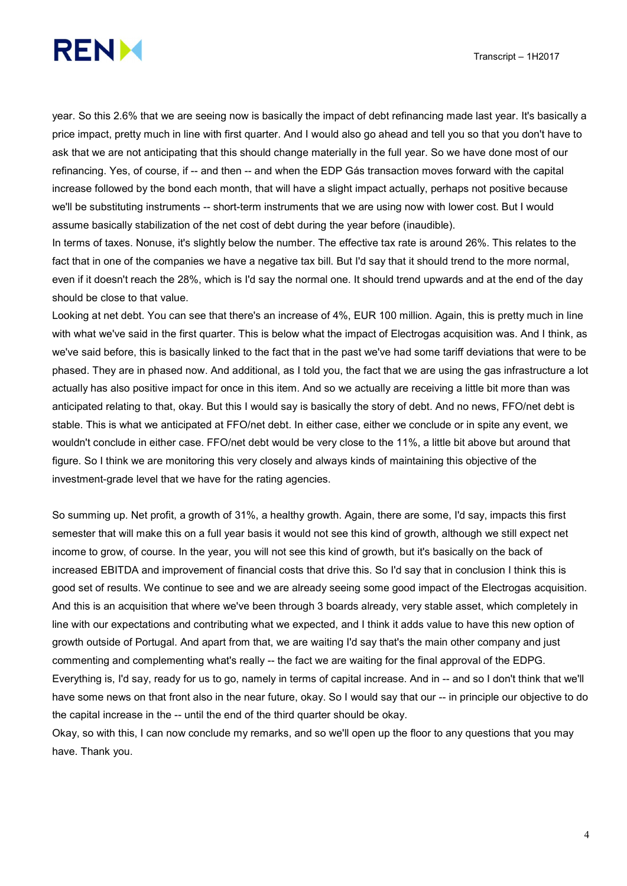year. So this 2.6% that we are seeing now is basically the impact of debt refinancing made last year. It's basically a price impact, pretty much in line with first quarter. And I would also go ahead and tell you so that you don't have to ask that we are not anticipating that this should change materially in the full year. So we have done most of our refinancing. Yes, of course, if -- and then -- and when the EDP Gás transaction moves forward with the capital increase followed by the bond each month, that will have a slight impact actually, perhaps not positive because we'll be substituting instruments -- short-term instruments that we are using now with lower cost. But I would assume basically stabilization of the net cost of debt during the year before (inaudible).

In terms of taxes. Nonuse, it's slightly below the number. The effective tax rate is around 26%. This relates to the fact that in one of the companies we have a negative tax bill. But I'd say that it should trend to the more normal, even if it doesn't reach the 28%, which is I'd say the normal one. It should trend upwards and at the end of the day should be close to that value.

Looking at net debt. You can see that there's an increase of 4%, EUR 100 million. Again, this is pretty much in line with what we've said in the first quarter. This is below what the impact of Electrogas acquisition was. And I think, as we've said before, this is basically linked to the fact that in the past we've had some tariff deviations that were to be phased. They are in phased now. And additional, as I told you, the fact that we are using the gas infrastructure a lot actually has also positive impact for once in this item. And so we actually are receiving a little bit more than was anticipated relating to that, okay. But this I would say is basically the story of debt. And no news, FFO/net debt is stable. This is what we anticipated at FFO/net debt. In either case, either we conclude or in spite any event, we wouldn't conclude in either case. FFO/net debt would be very close to the 11%, a little bit above but around that figure. So I think we are monitoring this very closely and always kinds of maintaining this objective of the investment-grade level that we have for the rating agencies.

So summing up. Net profit, a growth of 31%, a healthy growth. Again, there are some, I'd say, impacts this first semester that will make this on a full year basis it would not see this kind of growth, although we still expect net income to grow, of course. In the year, you will not see this kind of growth, but it's basically on the back of increased EBITDA and improvement of financial costs that drive this. So I'd say that in conclusion I think this is good set of results. We continue to see and we are already seeing some good impact of the Electrogas acquisition. And this is an acquisition that where we've been through 3 boards already, very stable asset, which completely in line with our expectations and contributing what we expected, and I think it adds value to have this new option of growth outside of Portugal. And apart from that, we are waiting I'd say that's the main other company and just commenting and complementing what's really -- the fact we are waiting for the final approval of the EDPG. Everything is, I'd say, ready for us to go, namely in terms of capital increase. And in -- and so I don't think that we'll have some news on that front also in the near future, okay. So I would say that our -- in principle our objective to do the capital increase in the -- until the end of the third quarter should be okay.

Okay, so with this, I can now conclude my remarks, and so we'll open up the floor to any questions that you may have. Thank you.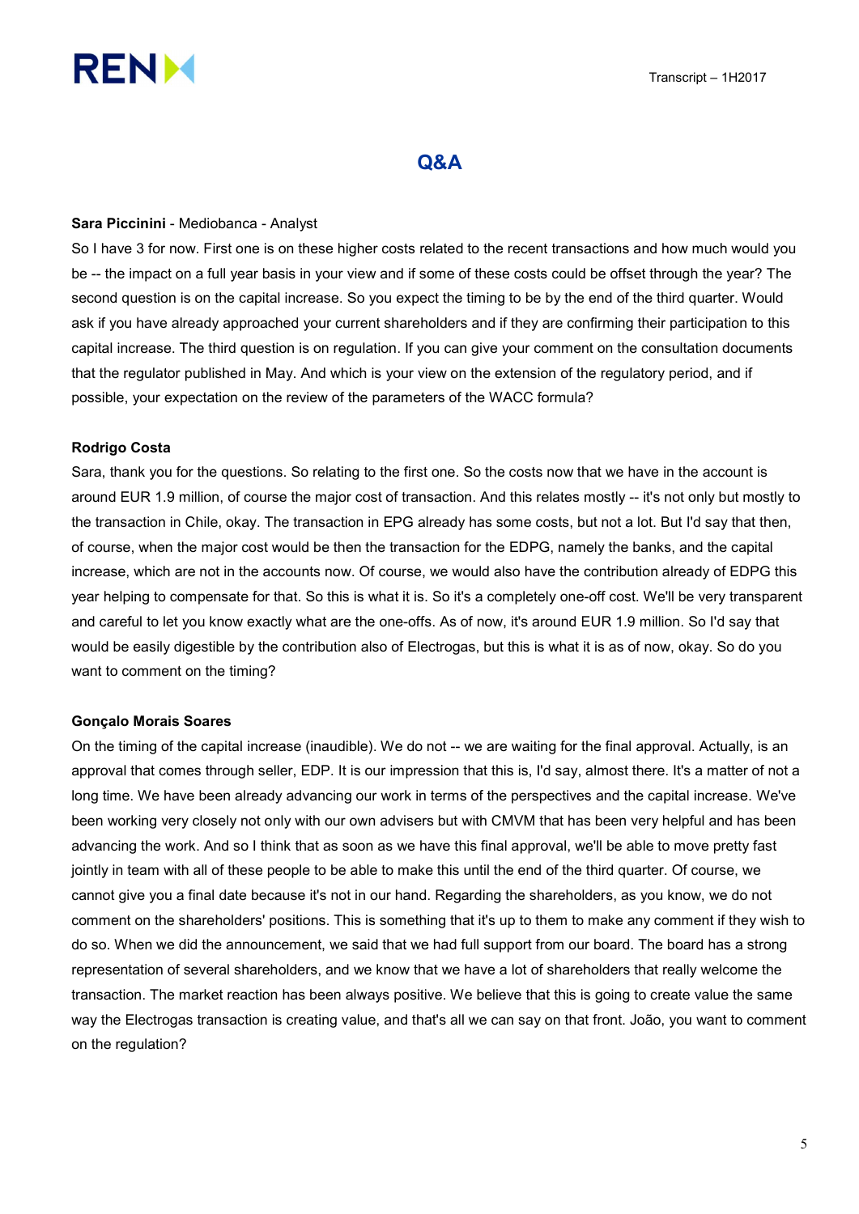## Q&A

**Sara Piccinini** - Mediobanca - Analyst

So I have 3 for now. First one is on these higher costs related to the recent transactions and how much would you be -- the impact on a full year basis in your view and if some of these costs could be offset through the year? The second question is on the capital increase. So you expect the timing to be by the end of the third quarter. Would ask if you have already approached your current shareholders and if they are confirming their participation to this capital increase. The third question is on regulation. If you can give your comment on the consultation documents that the regulator published in May. And which is your view on the extension of the regulatory period, and if possible, your expectation on the review of the parameters of the WACC formula?

**Rodrigo Costa**

Sara, thank you for the questions. So relating to the first one. So the costs now that we have in the account is around EUR 1.9 million, of course the major cost of transaction. And this relates mostly -- it's not only but mostly to the transaction in Chile, okay. The transaction in EPG already has some costs, but not a lot. But I'd say that then, of course, when the major cost would be then the transaction for the EDPG, namely the banks, and the capital increase, which are not in the accounts now. Of course, we would also have the contribution already of EDPG this year helping to compensate for that. So this is what it is. So it's a completely one-off cost. We'll be very transparent and careful to let you know exactly what are the one-offs. As of now, it's around EUR 1.9 million. So I'd say that would be easily digestible by the contribution also of Electrogas, but this is what it is as of now, okay. So do you want to comment on the timing?

**Gonçalo Morais Soares**

On the timing of the capital increase (inaudible). We do not -- we are waiting for the final approval. Actually, is an approval that comes through seller, EDP. It is our impression that this is, I'd say, almost there. It's a matter of not a long time. We have been already advancing our work in terms of the perspectives and the capital increase. We've been working very closely not only with our own advisers but with CMVM that has been very helpful and has been advancing the work. And so I think that as soon as we have this final approval, we'll be able to move pretty fast jointly in team with all of these people to be able to make this until the end of the third quarter. Of course, we cannot give you a final date because it's not in our hand. Regarding the shareholders, as you know, we do not comment on the shareholders' positions. This is something that it's up to them to make any comment if they wish to do so. When we did the announcement, we said that we had full support from our board. The board has a strong representation of several shareholders, and we know that we have a lot of shareholders that really welcome the transaction. The market reaction has been always positive. We believe that this is going to create value the same way the Electrogas transaction is creating value, and that's all we can say on that front. João, you want to comment on the regulation?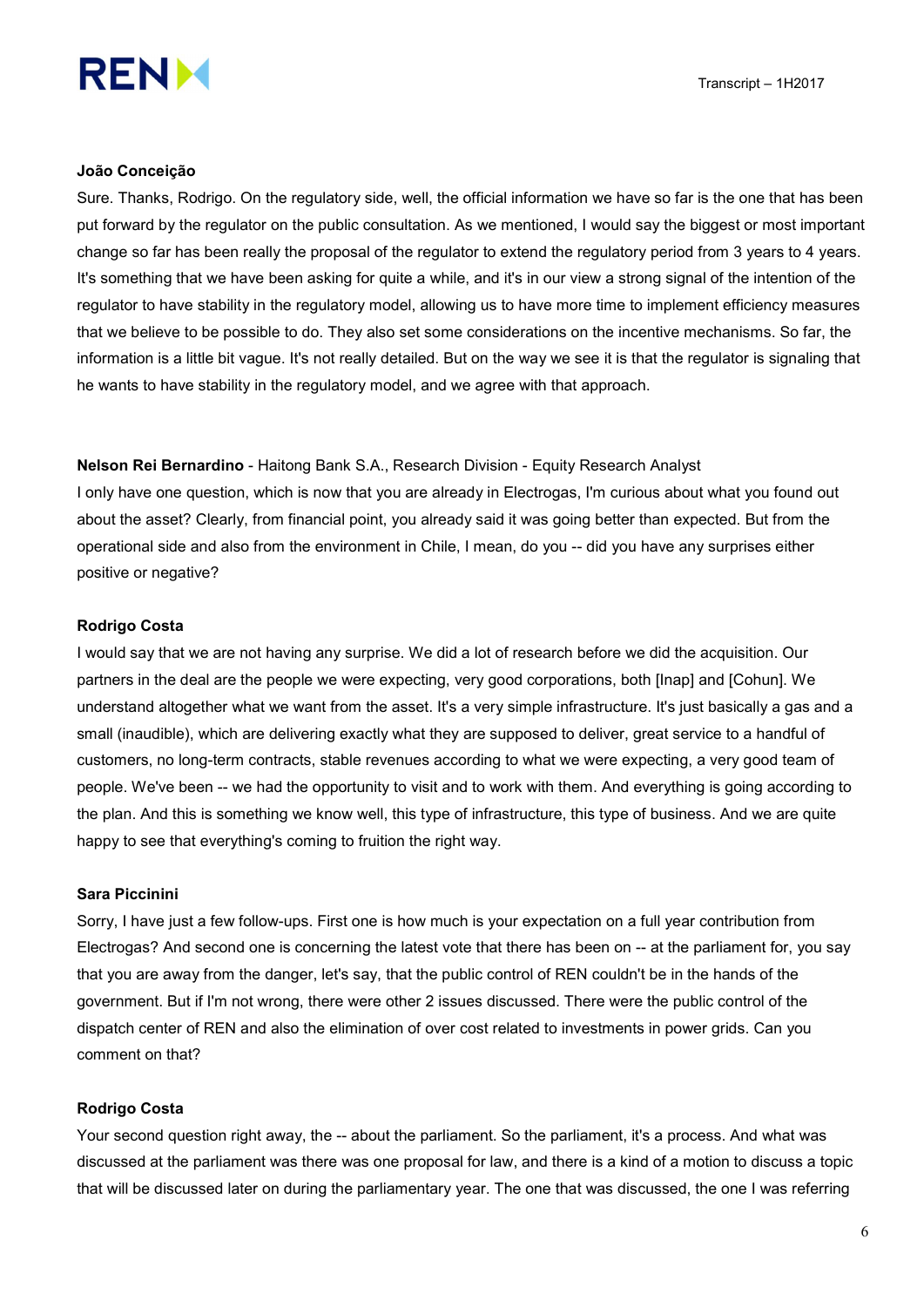**João Conceição**

Sure. Thanks, Rodrigo. On the regulatory side, well, the official information we have so far is the one that has been put forward by the regulator on the public consultation. As we mentioned, I would say the biggest or most important change so far has been really the proposal of the regulator to extend the regulatory period from 3 years to 4 years. It's something that we have been asking for quite a while, and it's in our view a strong signal of the intention of the regulator to have stability in the regulatory model, allowing us to have more time to implement efficiency measures that we believe to be possible to do. They also set some considerations on the incentive mechanisms. So far, the information is a little bit vague. It's not really detailed. But on the way we see it is that the regulator is signaling that he wants to have stability in the regulatory model, and we agree with that approach.

**Nelson Rei Bernardino** - Haitong Bank S.A., Research Division - Equity Research Analyst

I only have one question, which is now that you are already in Electrogas, I'm curious about what you found out about the asset? Clearly, from financial point, you already said it was going better than expected. But from the operational side and also from the environment in Chile, I mean, do you -- did you have any surprises either positive or negative?

**Rodrigo Costa**

I would say that we are not having any surprise. We did a lot of research before we did the acquisition. Our partners in the deal are the people we were expecting, very good corporations, both [Inap] and [Cohun]. We understand altogether what we want from the asset. It's a very simple infrastructure. It's just basically a gas and a small (inaudible), which are delivering exactly what they are supposed to deliver, great service to a handful of customers, no long-term contracts, stable revenues according to what we were expecting, a very good team of people. We've been -- we had the opportunity to visit and to work with them. And everything is going according to the plan. And this is something we know well, this type of infrastructure, this type of business. And we are quite happy to see that everything's coming to fruition the right way.

**Sara Piccinini**

Sorry, I have just a few follow-ups. First one is how much is your expectation on a full year contribution from Electrogas? And second one is concerning the latest vote that there has been on -- at the parliament for, you say that you are away from the danger, let's say, that the public control of REN couldn't be in the hands of the government. But if I'm not wrong, there were other 2 issues discussed. There were the public control of the dispatch center of REN and also the elimination of over cost related to investments in power grids. Can you comment on that?

**Rodrigo Costa**

Your second question right away, the -- about the parliament. So the parliament, it's a process. And what was discussed at the parliament was there was one proposal for law, and there is a kind of a motion to discuss a topic that will be discussed later on during the parliamentary year. The one that was discussed, the one I was referring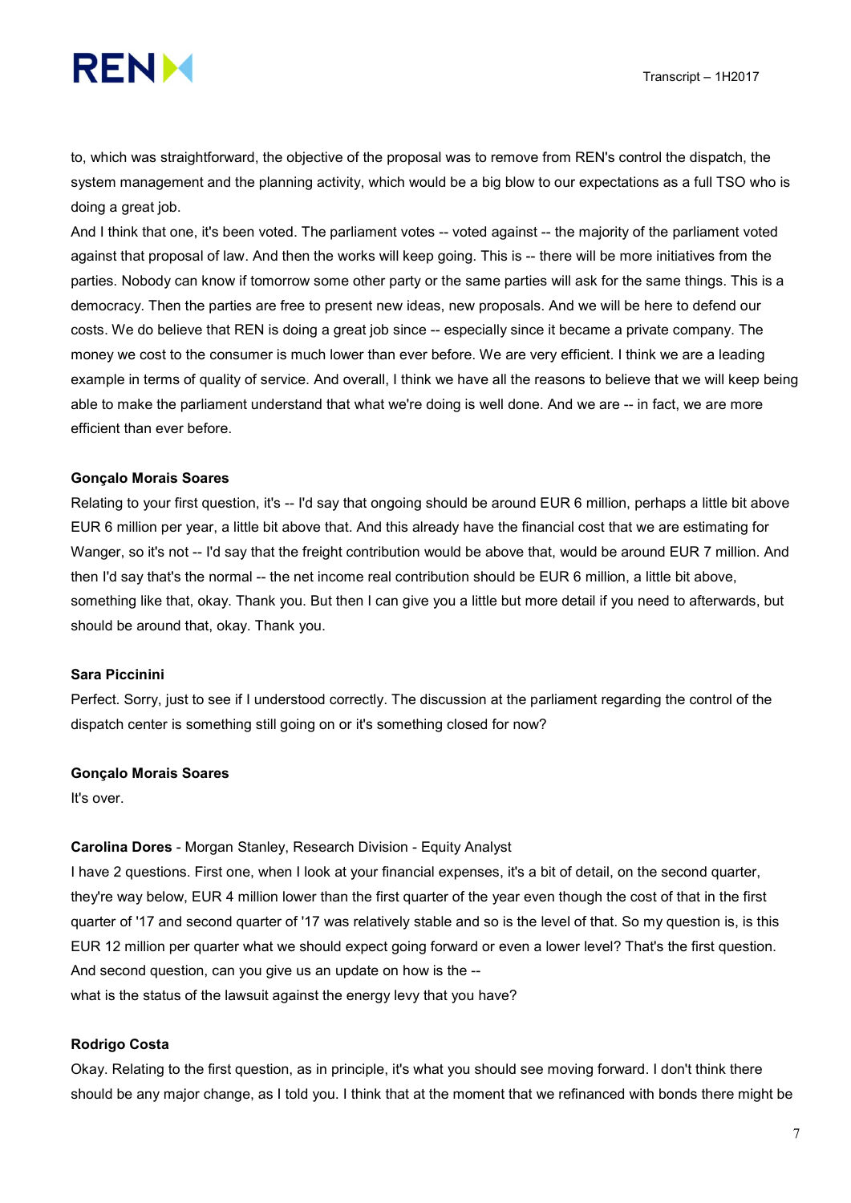to, which was straightforward, the objective of the proposal was to remove from REN's control the dispatch, the system management and the planning activity, which would be a big blow to our expectations as a full TSO who is doing a great job.

And I think that one, it's been voted. The parliament votes -- voted against -- the majority of the parliament voted against that proposal of law. And then the works will keep going. This is -- there will be more initiatives from the parties. Nobody can know if tomorrow some other party or the same parties will ask for the same things. This is a democracy. Then the parties are free to present new ideas, new proposals. And we will be here to defend our costs. We do believe that REN is doing a great job since -- especially since it became a private company. The money we cost to the consumer is much lower than ever before. We are very efficient. I think we are a leading example in terms of quality of service. And overall, I think we have all the reasons to believe that we will keep being able to make the parliament understand that what we're doing is well done. And we are -- in fact, we are more efficient than ever before.

**Gonçalo Morais Soares**

Relating to your first question, it's -- I'd say that ongoing should be around EUR 6 million, perhaps a little bit above EUR 6 million per year, a little bit above that. And this already have the financial cost that we are estimating for Wanger, so it's not -- I'd say that the freight contribution would be above that, would be around EUR 7 million. And then I'd say that's the normal -- the net income real contribution should be EUR 6 million, a little bit above, something like that, okay. Thank you. But then I can give you a little but more detail if you need to afterwards, but should be around that, okay. Thank you.

**Sara Piccinini**

Perfect. Sorry, just to see if I understood correctly. The discussion at the parliament regarding the control of the dispatch center is something still going on or it's something closed for now?

**Gonçalo Morais Soares**

It's over.

**Carolina Dores** - Morgan Stanley, Research Division - Equity Analyst

I have 2 questions. First one, when I look at your financial expenses, it's a bit of detail, on the second quarter, they're way below, EUR 4 million lower than the first quarter of the year even though the cost of that in the first quarter of '17 and second quarter of '17 was relatively stable and so is the level of that. So my question is, is this EUR 12 million per quarter what we should expect going forward or even a lower level? That's the first question. And second question, can you give us an update on how is the --

what is the status of the lawsuit against the energy levy that you have?

**Rodrigo Costa**

Okay. Relating to the first question, as in principle, it's what you should see moving forward. I don't think there should be any major change, as I told you. I think that at the moment that we refinanced with bonds there might be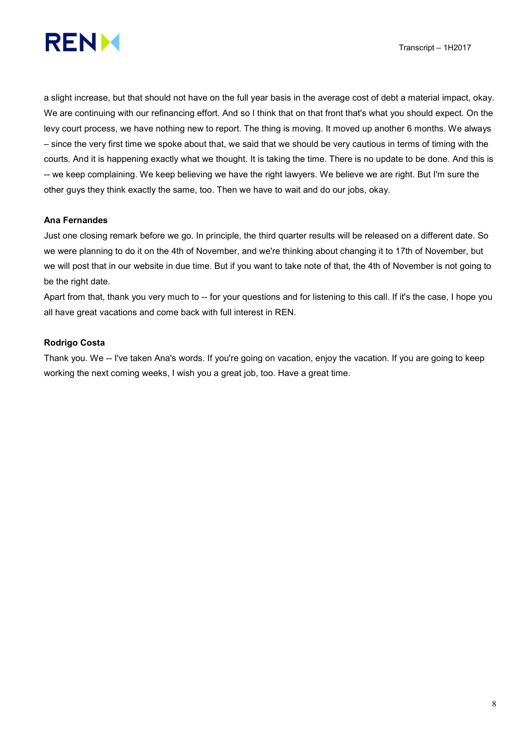a slight increase, but that should not have on the full year basis in the average cost of debt a material impact, okay. We are continuing with our refinancing effort. And so I think that on that front that's what you should expect. On the levy court process, we have nothing new to report. The thing is moving. It moved up another 6 months. We always – since the very first time we spoke about that, we said that we should be very cautious in terms of timing with the courts. And it is happening exactly what we thought. It is taking the time. There is no update to be done. And this is -- we keep complaining. We keep believing we have the right lawyers. We believe we are right. But I'm sure the other guys they think exactly the same, too. Then we have to wait and do our jobs, okay.

**Ana Fernandes**

Just one closing remark before we go. In principle, the third quarter results will be released on a different date. So we were planning to do it on the 4th of November, and we're thinking about changing it to 17th of November, but we will post that in our website in due time. But if you want to take note of that, the 4th of November is not going to be the right date.

Apart from that, thank you very much to -- for your questions and for listening to this call. If it's the case, I hope you all have great vacations and come back with full interest in REN.

**Rodrigo Costa**

Thank you. We -- I've taken Ana's words. If you're going on vacation, enjoy the vacation. If you are going to keep working the next coming weeks, I wish you a great job, too. Have a great time.